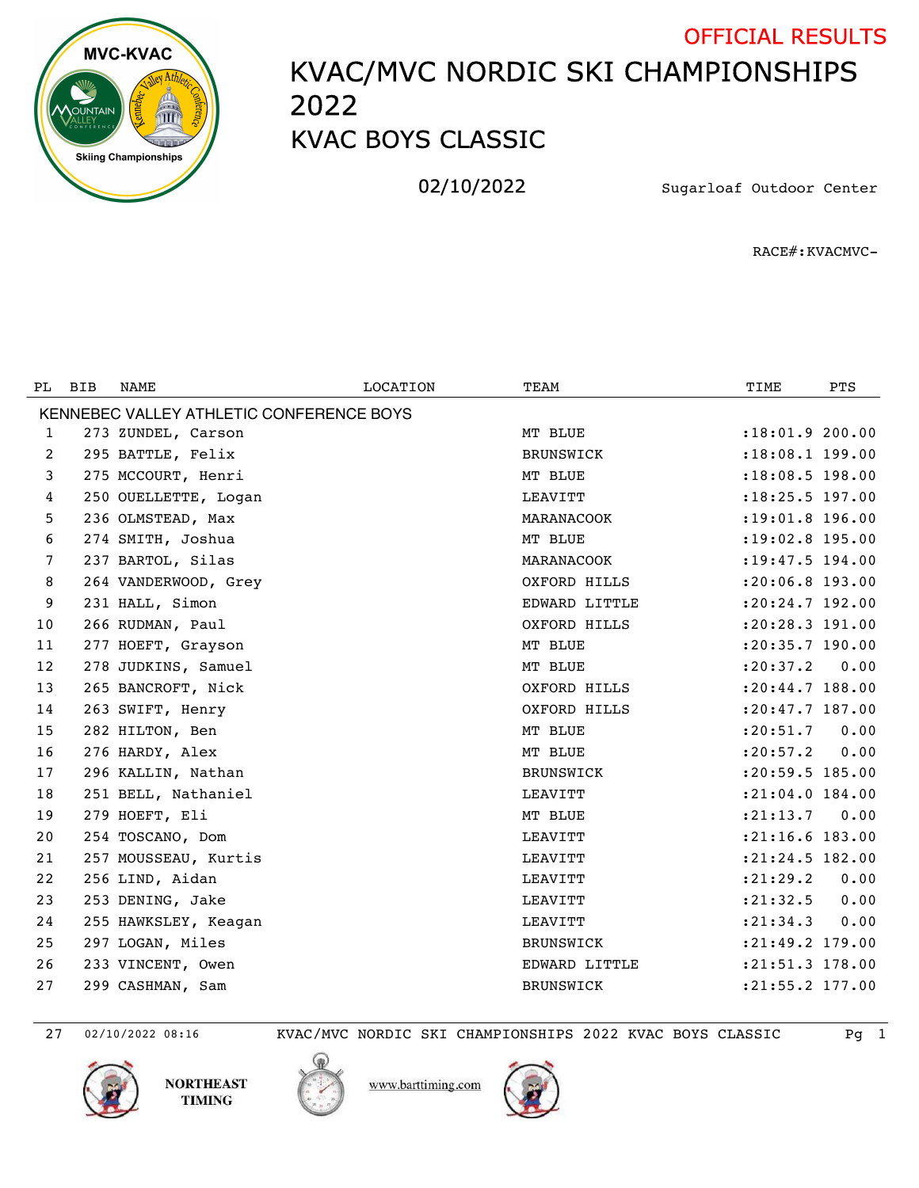OFFICIAL RESULTS

# KVAC/MVC NORDIC SKI CHAMPIONSHIPS 2022
## KVAC BOYS CLASSIC

02/10/2022 Sugarloaf Outdoor Center

RACE#:KVACMVC-

| PL | BIB | NAME | LOCATION | TEAM | TIME | PTS |
|---|---|---|---|---|---|---|
| KENNEBEC VALLEY ATHLETIC CONFERENCE BOYS | | | | | | |
| 1 | 273 | ZUNDEL, Carson | | MT BLUE | :18:01.9 | 200.00 |
| 2 | 295 | BATTLE, Felix | | BRUNSWICK | :18:08.1 | 199.00 |
| 3 | 275 | MCCOURT, Henri | | MT BLUE | :18:08.5 | 198.00 |
| 4 | 250 | OUELLETTE, Logan | | LEAVITT | :18:25.5 | 197.00 |
| 5 | 236 | OLMSTEAD, Max | | MARANACOOK | :19:01.8 | 196.00 |
| 6 | 274 | SMITH, Joshua | | MT BLUE | :19:02.8 | 195.00 |
| 7 | 237 | BARTOL, Silas | | MARANACOOK | :19:47.5 | 194.00 |
| 8 | 264 | VANDERWOOD, Grey | | OXFORD HILLS | :20:06.8 | 193.00 |
| 9 | 231 | HALL, Simon | | EDWARD LITTLE | :20:24.7 | 192.00 |
| 10 | 266 | RUDMAN, Paul | | OXFORD HILLS | :20:28.3 | 191.00 |
| 11 | 277 | HOEFT, Grayson | | MT BLUE | :20:35.7 | 190.00 |
| 12 | 278 | JUDKINS, Samuel | | MT BLUE | :20:37.2 | 0.00 |
| 13 | 265 | BANCROFT, Nick | | OXFORD HILLS | :20:44.7 | 188.00 |
| 14 | 263 | SWIFT, Henry | | OXFORD HILLS | :20:47.7 | 187.00 |
| 15 | 282 | HILTON, Ben | | MT BLUE | :20:51.7 | 0.00 |
| 16 | 276 | HARDY, Alex | | MT BLUE | :20:57.2 | 0.00 |
| 17 | 296 | KALLIN, Nathan | | BRUNSWICK | :20:59.5 | 185.00 |
| 18 | 251 | BELL, Nathaniel | | LEAVITT | :21:04.0 | 184.00 |
| 19 | 279 | HOEFT, Eli | | MT BLUE | :21:13.7 | 0.00 |
| 20 | 254 | TOSCANO, Dom | | LEAVITT | :21:16.6 | 183.00 |
| 21 | 257 | MOUSSEAU, Kurtis | | LEAVITT | :21:24.5 | 182.00 |
| 22 | 256 | LIND, Aidan | | LEAVITT | :21:29.2 | 0.00 |
| 23 | 253 | DENING, Jake | | LEAVITT | :21:32.5 | 0.00 |
| 24 | 255 | HAWKSLEY, Keagan | | LEAVITT | :21:34.3 | 0.00 |
| 25 | 297 | LOGAN, Miles | | BRUNSWICK | :21:49.2 | 179.00 |
| 26 | 233 | VINCENT, Owen | | EDWARD LITTLE | :21:51.3 | 178.00 |
| 27 | 299 | CASHMAN, Sam | | BRUNSWICK | :21:55.2 | 177.00 |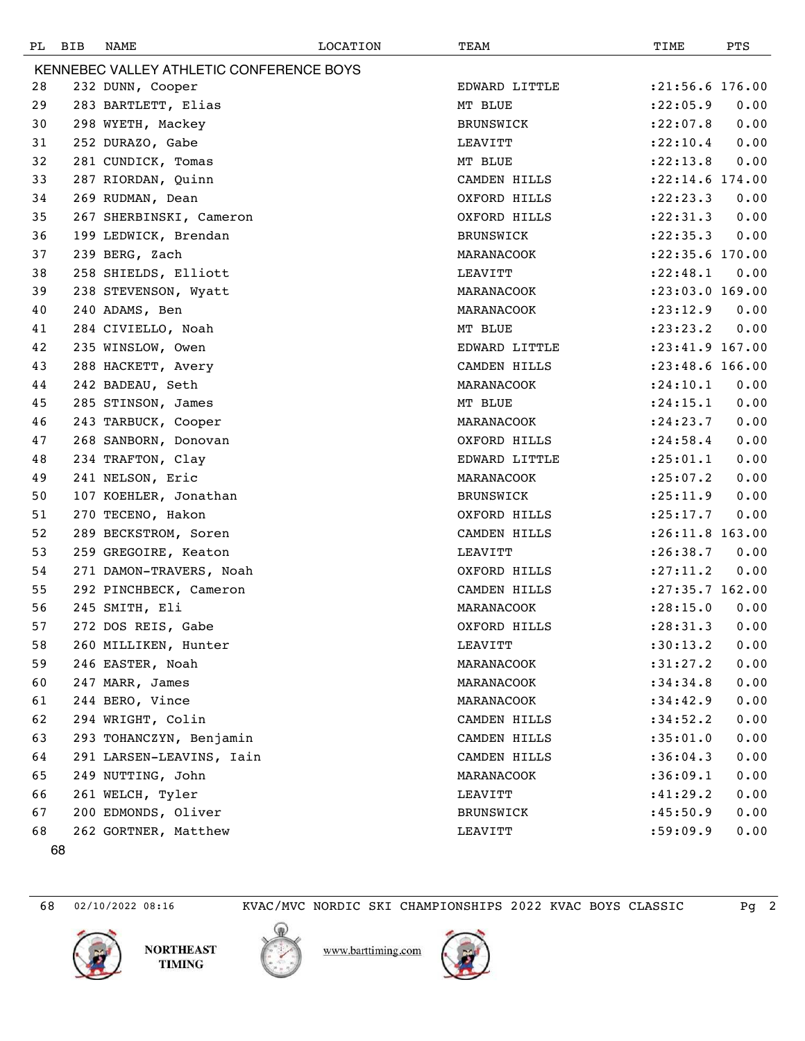| PL | BIB | NAME | LOCATION | TEAM | TIME | PTS |
|---|---|---|---|---|---|---|
| **KENNEBEC VALLEY ATHLETIC CONFERENCE BOYS** | | | | | | |
| 28 | 232 | DUNN, Cooper | | EDWARD LITTLE | :21:56.6 | 176.00 |
| 29 | 283 | BARTLETT, Elias | | MT BLUE | :22:05.9 | 0.00 |
| 30 | 298 | WYETH, Mackey | | BRUNSWICK | :22:07.8 | 0.00 |
| 31 | 252 | DURAZO, Gabe | | LEAVITT | :22:10.4 | 0.00 |
| 32 | 281 | CUNDICK, Tomas | | MT BLUE | :22:13.8 | 0.00 |
| 33 | 287 | RIORDAN, Quinn | | CAMDEN HILLS | :22:14.6 | 174.00 |
| 34 | 269 | RUDMAN, Dean | | OXFORD HILLS | :22:23.3 | 0.00 |
| 35 | 267 | SHERBINSKI, Cameron | | OXFORD HILLS | :22:31.3 | 0.00 |
| 36 | 199 | LEDWICK, Brendan | | BRUNSWICK | :22:35.3 | 0.00 |
| 37 | 239 | BERG, Zach | | MARANACOOK | :22:35.6 | 170.00 |
| 38 | 258 | SHIELDS, Elliott | | LEAVITT | :22:48.1 | 0.00 |
| 39 | 238 | STEVENSON, Wyatt | | MARANACOOK | :23:03.0 | 169.00 |
| 40 | 240 | ADAMS, Ben | | MARANACOOK | :23:12.9 | 0.00 |
| 41 | 284 | CIVIELLO, Noah | | MT BLUE | :23:23.2 | 0.00 |
| 42 | 235 | WINSLOW, Owen | | EDWARD LITTLE | :23:41.9 | 167.00 |
| 43 | 288 | HACKETT, Avery | | CAMDEN HILLS | :23:48.6 | 166.00 |
| 44 | 242 | BADEAU, Seth | | MARANACOOK | :24:10.1 | 0.00 |
| 45 | 285 | STINSON, James | | MT BLUE | :24:15.1 | 0.00 |
| 46 | 243 | TARBUCK, Cooper | | MARANACOOK | :24:23.7 | 0.00 |
| 47 | 268 | SANBORN, Donovan | | OXFORD HILLS | :24:58.4 | 0.00 |
| 48 | 234 | TRAFTON, Clay | | EDWARD LITTLE | :25:01.1 | 0.00 |
| 49 | 241 | NELSON, Eric | | MARANACOOK | :25:07.2 | 0.00 |
| 50 | 107 | KOEHLER, Jonathan | | BRUNSWICK | :25:11.9 | 0.00 |
| 51 | 270 | TECENO, Hakon | | OXFORD HILLS | :25:17.7 | 0.00 |
| 52 | 289 | BECKSTROM, Soren | | CAMDEN HILLS | :26:11.8 | 163.00 |
| 53 | 259 | GREGOIRE, Keaton | | LEAVITT | :26:38.7 | 0.00 |
| 54 | 271 | DAMON-TRAVERS, Noah | | OXFORD HILLS | :27:11.2 | 0.00 |
| 55 | 292 | PINCHBECK, Cameron | | CAMDEN HILLS | :27:35.7 | 162.00 |
| 56 | 245 | SMITH, Eli | | MARANACOOK | :28:15.0 | 0.00 |
| 57 | 272 | DOS REIS, Gabe | | OXFORD HILLS | :28:31.3 | 0.00 |
| 58 | 260 | MILLIKEN, Hunter | | LEAVITT | :30:13.2 | 0.00 |
| 59 | 246 | EASTER, Noah | | MARANACOOK | :31:27.2 | 0.00 |
| 60 | 247 | MARR, James | | MARANACOOK | :34:34.8 | 0.00 |
| 61 | 244 | BERO, Vince | | MARANACOOK | :34:42.9 | 0.00 |
| 62 | 294 | WRIGHT, Colin | | CAMDEN HILLS | :34:52.2 | 0.00 |
| 63 | 293 | TOHANCZYN, Benjamin | | CAMDEN HILLS | :35:01.0 | 0.00 |
| 64 | 291 | LARSEN-LEAVINS, Iain | | CAMDEN HILLS | :36:04.3 | 0.00 |
| 65 | 249 | NUTTING, John | | MARANACOOK | :36:09.1 | 0.00 |
| 66 | 261 | WELCH, Tyler | | LEAVITT | :41:29.2 | 0.00 |
| 67 | 200 | EDMONDS, Oliver | | BRUNSWICK | :45:50.9 | 0.00 |
| 68 | 262 | GORTNER, Matthew | | LEAVITT | :59:09.9 | 0.00 |

68

68 02/10/2022 08:16 KVAC/MVC NORDIC SKI CHAMPIONSHIPS 2022 KVAC BOYS CLASSIC

NORTHEAST TIMING

www.barttiming.com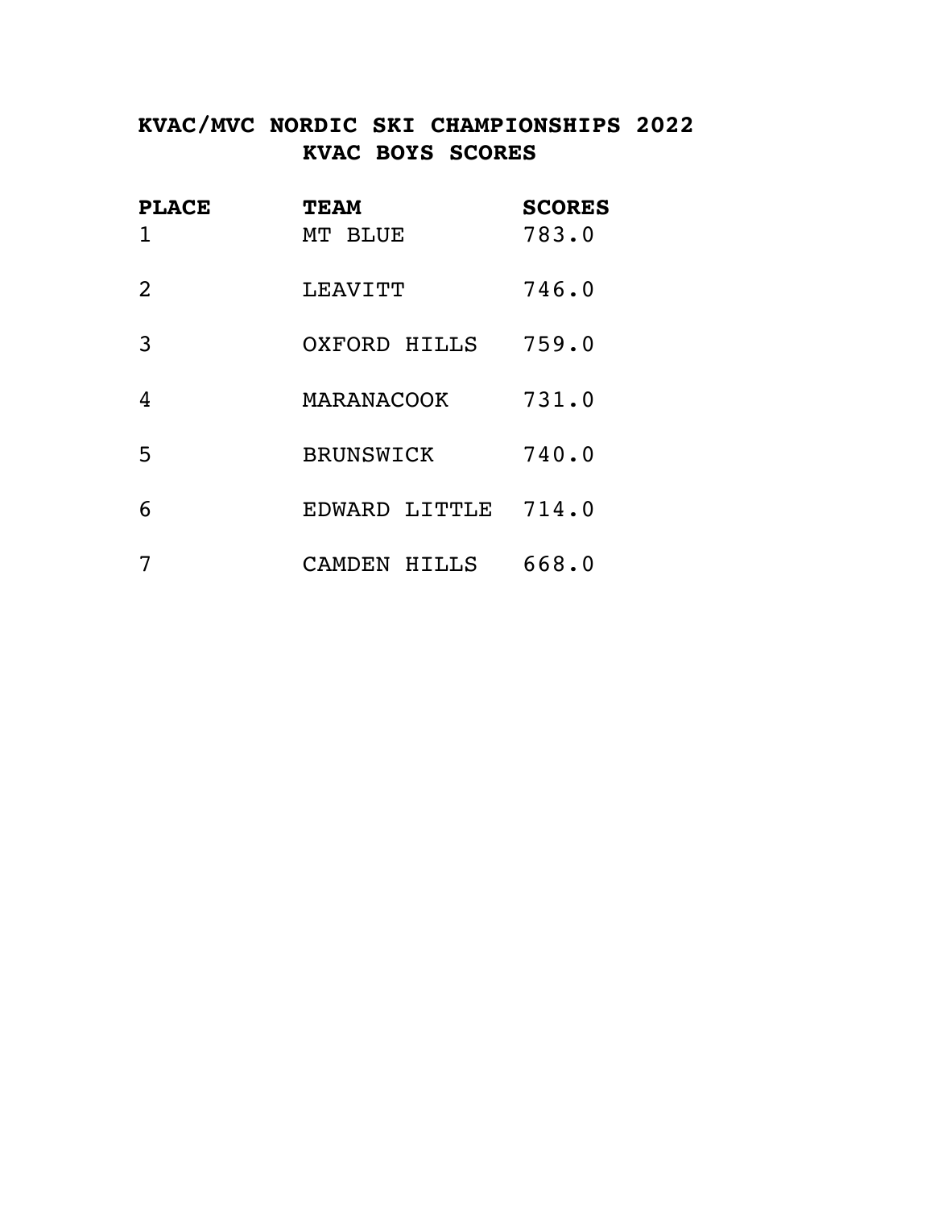# KVAC/MVC NORDIC SKI CHAMPIONSHIPS 2022
## KVAC BOYS SCORES

| PLACE | TEAM | SCORES |
|---|---|---|
| 1 | MT BLUE | 783.0 |
| 2 | LEAVITT | 746.0 |
| 3 | OXFORD HILLS | 759.0 |
| 4 | MARANACOOK | 731.0 |
| 5 | BRUNSWICK | 740.0 |
| 6 | EDWARD LITTLE | 714.0 |
| 7 | CAMDEN HILLS | 668.0 |